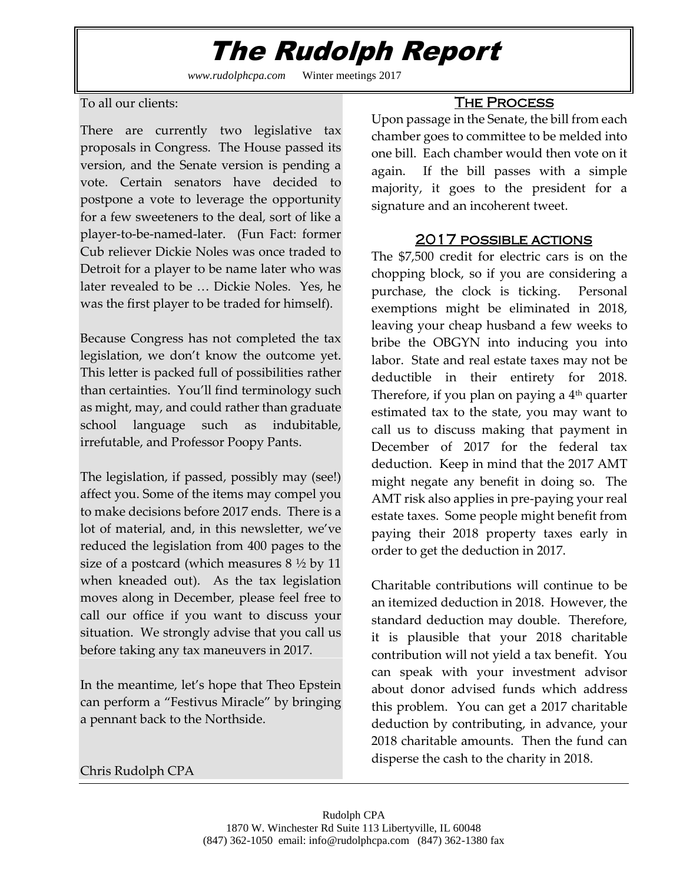# The Rudolph Report

*www.rudolphcpa.com* Winter meetings 2017

To all our clients:

There are currently two legislative tax proposals in Congress. The House passed its version, and the Senate version is pending a vote. Certain senators have decided to postpone a vote to leverage the opportunity for a few sweeteners to the deal, sort of like a player-to-be-named-later. (Fun Fact: former Cub reliever Dickie Noles was once traded to Detroit for a player to be name later who was later revealed to be … Dickie Noles. Yes, he was the first player to be traded for himself).

Because Congress has not completed the tax legislation, we don't know the outcome yet. This letter is packed full of possibilities rather than certainties. You'll find terminology such as might, may, and could rather than graduate school language such as indubitable, irrefutable, and Professor Poopy Pants.

The legislation, if passed, possibly may (see!) affect you. Some of the items may compel you to make decisions before 2017 ends. There is a lot of material, and, in this newsletter, we've reduced the legislation from 400 pages to the size of a postcard (which measures 8 ½ by 11 when kneaded out). As the tax legislation moves along in December, please feel free to call our office if you want to discuss your situation. We strongly advise that you call us before taking any tax maneuvers in 2017.

In the meantime, let's hope that Theo Epstein can perform a "Festivus Miracle" by bringing a pennant back to the Northside.

Chris Rudolph CPA

## The Process

Upon passage in the Senate, the bill from each chamber goes to committee to be melded into one bill. Each chamber would then vote on it again. If the bill passes with a simple majority, it goes to the president for a signature and an incoherent tweet.

## 2017 possible actions

The $7,500 credit for electric cars is on the chopping block, so if you are considering a purchase, the clock is ticking. Personal exemptions might be eliminated in 2018, leaving your cheap husband a few weeks to bribe the OBGYN into inducing you into labor. State and real estate taxes may not be deductible in their entirety for 2018. Therefore, if you plan on paying a 4th quarter estimated tax to the state, you may want to call us to discuss making that payment in December of 2017 for the federal tax deduction. Keep in mind that the 2017 AMT might negate any benefit in doing so. The AMT risk also applies in pre-paying your real estate taxes. Some people might benefit from paying their 2018 property taxes early in order to get the deduction in 2017.

Charitable contributions will continue to be an itemized deduction in 2018. However, the standard deduction may double. Therefore, it is plausible that your 2018 charitable contribution will not yield a tax benefit. You can speak with your investment advisor about donor advised funds which address this problem. You can get a 2017 charitable deduction by contributing, in advance, your 2018 charitable amounts. Then the fund can disperse the cash to the charity in 2018.

Rudolph CPA
1870 W. Winchester Rd Suite 113 Libertyville, IL 60048
(847) 362-1050 email: info@rudolphcpa.com (847) 362-1380 fax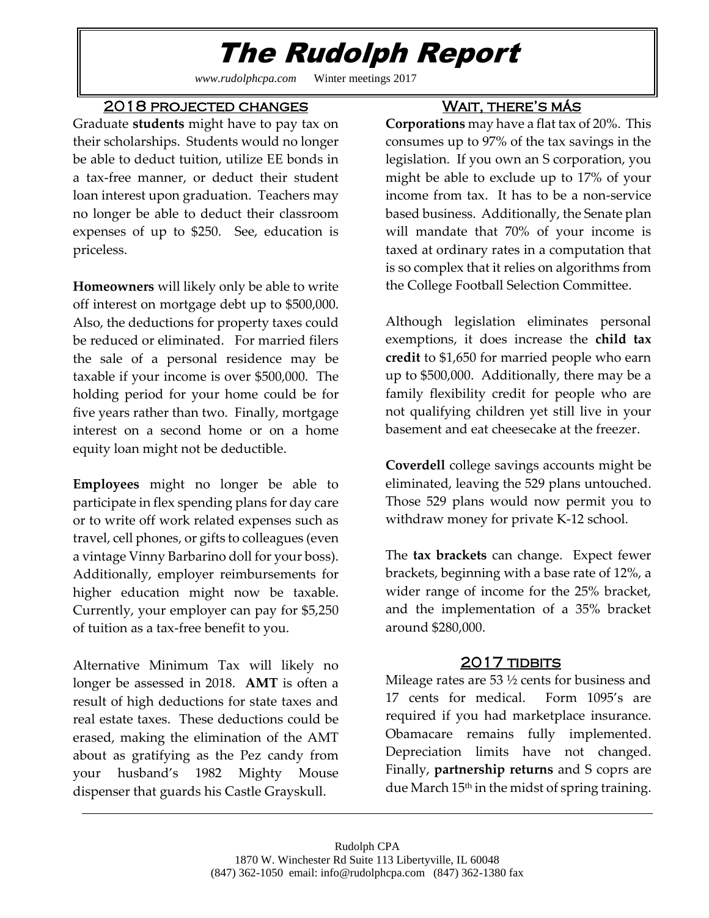# The Rudolph Report

*www.rudolphcpa.com* Winter meetings 2017

## 2018 projected changes

Graduate **students** might have to pay tax on their scholarships. Students would no longer be able to deduct tuition, utilize EE bonds in a tax-free manner, or deduct their student loan interest upon graduation. Teachers may no longer be able to deduct their classroom expenses of up to $250. See, education is priceless.

**Homeowners** will likely only be able to write off interest on mortgage debt up to $500,000. Also, the deductions for property taxes could be reduced or eliminated. For married filers the sale of a personal residence may be taxable if your income is over $500,000. The holding period for your home could be for five years rather than two. Finally, mortgage interest on a second home or on a home equity loan might not be deductible.

**Employees** might no longer be able to participate in flex spending plans for day care or to write off work related expenses such as travel, cell phones, or gifts to colleagues (even a vintage Vinny Barbarino doll for your boss). Additionally, employer reimbursements for higher education might now be taxable. Currently, your employer can pay for $5,250 of tuition as a tax-free benefit to you.

Alternative Minimum Tax will likely no longer be assessed in 2018. **AMT** is often a result of high deductions for state taxes and real estate taxes. These deductions could be erased, making the elimination of the AMT about as gratifying as the Pez candy from your husband's 1982 Mighty Mouse dispenser that guards his Castle Grayskull.

## Wait, there's más

**Corporations** may have a flat tax of 20%. This consumes up to 97% of the tax savings in the legislation. If you own an S corporation, you might be able to exclude up to 17% of your income from tax. It has to be a non-service based business. Additionally, the Senate plan will mandate that 70% of your income is taxed at ordinary rates in a computation that is so complex that it relies on algorithms from the College Football Selection Committee.

Although legislation eliminates personal exemptions, it does increase the **child tax credit** to $1,650 for married people who earn up to $500,000. Additionally, there may be a family flexibility credit for people who are not qualifying children yet still live in your basement and eat cheesecake at the freezer.

**Coverdell** college savings accounts might be eliminated, leaving the 529 plans untouched. Those 529 plans would now permit you to withdraw money for private K-12 school.

The **tax brackets** can change. Expect fewer brackets, beginning with a base rate of 12%, a wider range of income for the 25% bracket, and the implementation of a 35% bracket around $280,000.

## 2017 tidbits

Mileage rates are 53 ½ cents for business and 17 cents for medical. Form 1095's are required if you had marketplace insurance. Obamacare remains fully implemented. Depreciation limits have not changed. Finally, **partnership returns** and S coprs are due March 15th in the midst of spring training.

---

Rudolph CPA
1870 W. Winchester Rd Suite 113 Libertyville, IL 60048
(847) 362-1050 email: info@rudolphcpa.com (847) 362-1380 fax